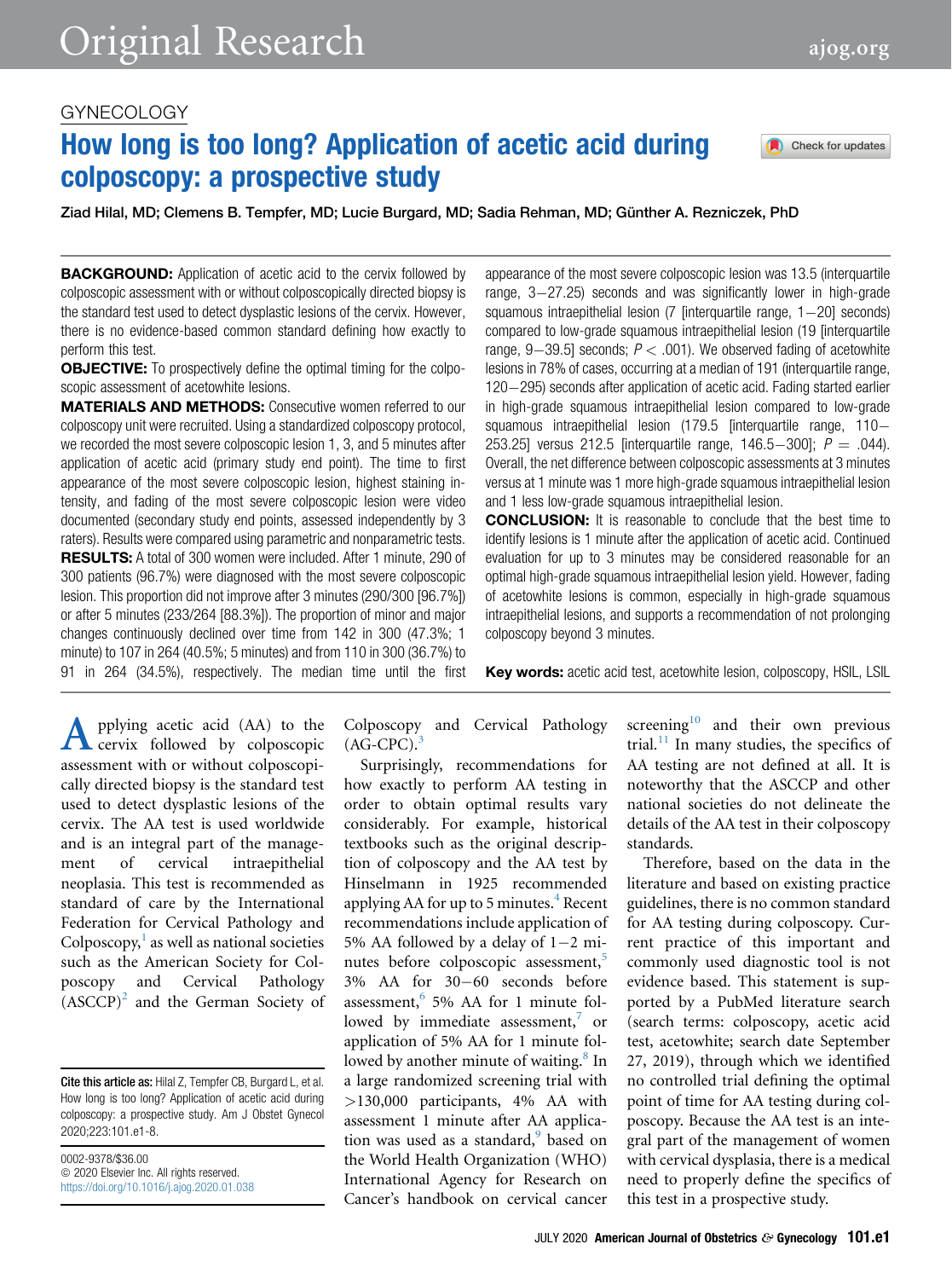GYNECOLOGY

# How long is too long? Application of acetic acid during colposcopy: a prospective study

**Ziad Hilal, MD; Clemens B. Tempfer, MD; Lucie Burgard, MD; Sadia Rehman, MD; Günther A. Rezniczek, PhD**

**BACKGROUND:** Application of acetic acid to the cervix followed by colposcopic assessment with or without colposcopically directed biopsy is the standard test used to detect dysplastic lesions of the cervix. However, there is no evidence-based common standard defining how exactly to perform this test.

**OBJECTIVE:** To prospectively define the optimal timing for the colposcopic assessment of acetowhite lesions.

**MATERIALS AND METHODS:** Consecutive women referred to our colposcopy unit were recruited. Using a standardized colposcopy protocol, we recorded the most severe colposcopic lesion 1, 3, and 5 minutes after application of acetic acid (primary study end point). The time to first appearance of the most severe colposcopic lesion, highest staining intensity, and fading of the most severe colposcopic lesion were video documented (secondary study end points, assessed independently by 3 raters). Results were compared using parametric and nonparametric tests.

**RESULTS:** A total of 300 women were included. After 1 minute, 290 of 300 patients (96.7%) were diagnosed with the most severe colposcopic lesion. This proportion did not improve after 3 minutes (290/300 [96.7%]) or after 5 minutes (233/264 [88.3%]). The proportion of minor and major changes continuously declined over time from 142 in 300 (47.3%; 1 minute) to 107 in 264 (40.5%; 5 minutes) and from 110 in 300 (36.7%) to 91 in 264 (34.5%), respectively. The median time until the first appearance of the most severe colposcopic lesion was 13.5 (interquartile range, 3−27.25) seconds and was significantly lower in high-grade squamous intraepithelial lesion (7 [interquartile range, 1−20] seconds) compared to low-grade squamous intraepithelial lesion (19 [interquartile range, 9−39.5] seconds; $P < .001$). We observed fading of acetowhite lesions in 78% of cases, occurring at a median of 191 (interquartile range, 120−295) seconds after application of acetic acid. Fading started earlier in high-grade squamous intraepithelial lesion compared to low-grade squamous intraepithelial lesion (179.5 [interquartile range, 110−253.25] versus 212.5 [interquartile range, 146.5−300]; $P = .044$). Overall, the net difference between colposcopic assessments at 3 minutes versus at 1 minute was 1 more high-grade squamous intraepithelial lesion and 1 less low-grade squamous intraepithelial lesion.

**CONCLUSION:** It is reasonable to conclude that the best time to identify lesions is 1 minute after the application of acetic acid. Continued evaluation for up to 3 minutes may be considered reasonable for an optimal high-grade squamous intraepithelial lesion yield. However, fading of acetowhite lesions is common, especially in high-grade squamous intraepithelial lesions, and supports a recommendation of not prolonging colposcopy beyond 3 minutes.

**Key words:** acetic acid test, acetowhite lesion, colposcopy, HSIL, LSIL

Applying acetic acid (AA) to the cervix followed by colposcopic assessment with or without colposcopically directed biopsy is the standard test used to detect dysplastic lesions of the cervix. The AA test is used worldwide and is an integral part of the management of cervical intraepithelial neoplasia. This test is recommended as standard of care by the International Federation for Cervical Pathology and Colposcopy,[1] as well as national societies such as the American Society for Colposcopy and Cervical Pathology (ASCCP)[2] and the German Society of Colposcopy and Cervical Pathology (AG-CPC).[3]

Surprisingly, recommendations for how exactly to perform AA testing in order to obtain optimal results vary considerably. For example, historical textbooks such as the original description of colposcopy and the AA test by Hinselmann in 1925 recommended applying AA for up to 5 minutes.[4] Recent recommendations include application of 5% AA followed by a delay of 1−2 minutes before colposcopic assessment,[5] 3% AA for 30−60 seconds before assessment,[6] 5% AA for 1 minute followed by immediate assessment,[7] or application of 5% AA for 1 minute followed by another minute of waiting.[8] In a large randomized screening trial with >130,000 participants, 4% AA with assessment 1 minute after AA application was used as a standard,[9] based on the World Health Organization (WHO) International Agency for Research on Cancer's handbook on cervical cancer screening[10] and their own previous trial.[11] In many studies, the specifics of AA testing are not defined at all. It is noteworthy that the ASCCP and other national societies do not delineate the details of the AA test in their colposcopy standards.

Therefore, based on the data in the literature and based on existing practice guidelines, there is no common standard for AA testing during colposcopy. Current practice of this important and commonly used diagnostic tool is not evidence based. This statement is supported by a PubMed literature search (search terms: colposcopy, acetic acid test, acetowhite; search date September 27, 2019), through which we identified no controlled trial defining the optimal point of time for AA testing during colposcopy. Because the AA test is an integral part of the management of women with cervical dysplasia, there is a medical need to properly define the specifics of this test in a prospective study.

**Cite this article as:** Hilal Z, Tempfer CB, Burgard L, et al. How long is too long? Application of acetic acid during colposcopy: a prospective study. Am J Obstet Gynecol 2020;223:101.e1-8.

0002-9378/$36.00
© 2020 Elsevier Inc. All rights reserved.
https://doi.org/10.1016/j.ajog.2020.01.038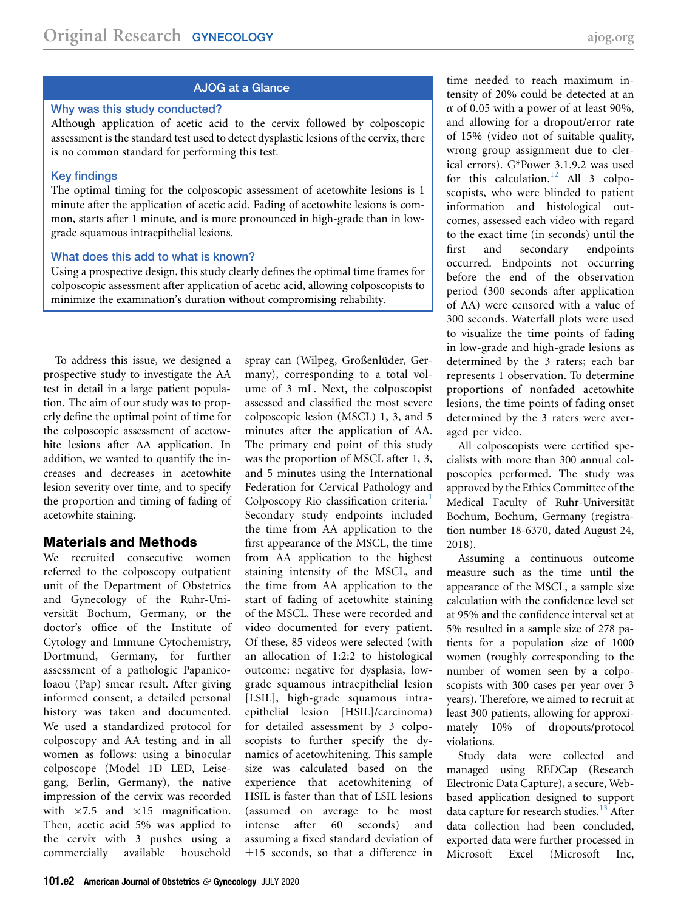## AJOG at a Glance

**Why was this study conducted?**

Although application of acetic acid to the cervix followed by colposcopic assessment is the standard test used to detect dysplastic lesions of the cervix, there is no common standard for performing this test.

**Key findings**

The optimal timing for the colposcopic assessment of acetowhite lesions is 1 minute after the application of acetic acid. Fading of acetowhite lesions is common, starts after 1 minute, and is more pronounced in high-grade than in low-grade squamous intraepithelial lesions.

**What does this add to what is known?**

Using a prospective design, this study clearly defines the optimal time frames for colposcopic assessment after application of acetic acid, allowing colposcopists to minimize the examination's duration without compromising reliability.

To address this issue, we designed a prospective study to investigate the AA test in detail in a large patient population. The aim of our study was to properly define the optimal point of time for the colposcopic assessment of acetowhite lesions after AA application. In addition, we wanted to quantify the increases and decreases in acetowhite lesion severity over time, and to specify the proportion and timing of fading of acetowhite staining.

## Materials and Methods

We recruited consecutive women referred to the colposcopy outpatient unit of the Department of Obstetrics and Gynecology of the Ruhr-Universität Bochum, Germany, or the doctor's office of the Institute of Cytology and Immune Cytochemistry, Dortmund, Germany, for further assessment of a pathologic Papanicoloau (Pap) smear result. After giving informed consent, a detailed personal history was taken and documented. We used a standardized protocol for colposcopy and AA testing and in all women as follows: using a binocular colposcope (Model 1D LED, Leisegang, Berlin, Germany), the native impression of the cervix was recorded with ×7.5 and ×15 magnification. Then, acetic acid 5% was applied to the cervix with 3 pushes using a commercially available household spray can (Wilpeg, Großenlüder, Germany), corresponding to a total volume of 3 mL. Next, the colposcopist assessed and classified the most severe colposcopic lesion (MSCL) 1, 3, and 5 minutes after the application of AA. The primary end point of this study was the proportion of MSCL after 1, 3, and 5 minutes using the International Federation for Cervical Pathology and Colposcopy Rio classification criteria.[1] Secondary study endpoints included the time from AA application to the first appearance of the MSCL, the time from AA application to the highest staining intensity of the MSCL, and the time from AA application to the start of fading of acetowhite staining of the MSCL. These were recorded and video documented for every patient. Of these, 85 videos were selected (with an allocation of 1:2:2 to histological outcome: negative for dysplasia, low-grade squamous intraepithelial lesion [LSIL], high-grade squamous intraepithelial lesion [HSIL]/carcinoma) for detailed assessment by 3 colposcopists to further specify the dynamics of acetowhitening. This sample size was calculated based on the experience that acetowhitening of HSIL is faster than that of LSIL lesions (assumed on average to be most intense after 60 seconds) and assuming a fixed standard deviation of ±15 seconds, so that a difference in time needed to reach maximum intensity of 20% could be detected at an $\alpha$ of 0.05 with a power of at least 90%, and allowing for a dropout/error rate of 15% (video not of suitable quality, wrong group assignment due to clerical errors). G*Power 3.1.9.2 was used for this calculation.[12] All 3 colposcopists, who were blinded to patient information and histological outcomes, assessed each video with regard to the exact time (in seconds) until the first and secondary endpoints occurred. Endpoints not occurring before the end of the observation period (300 seconds after application of AA) were censored with a value of 300 seconds. Waterfall plots were used to visualize the time points of fading in low-grade and high-grade lesions as determined by the 3 raters; each bar represents 1 observation. To determine proportions of nonfaded acetowhite lesions, the time points of fading onset determined by the 3 raters were averaged per video.

All colposcopists were certified specialists with more than 300 annual colposcopies performed. The study was approved by the Ethics Committee of the Medical Faculty of Ruhr-Universität Bochum, Bochum, Germany (registration number 18-6370, dated August 24, 2018).

Assuming a continuous outcome measure such as the time until the appearance of the MSCL, a sample size calculation with the confidence level set at 95% and the confidence interval set at 5% resulted in a sample size of 278 patients for a population size of 1000 women (roughly corresponding to the number of women seen by a colposcopists with 300 cases per year over 3 years). Therefore, we aimed to recruit at least 300 patients, allowing for approximately 10% of dropouts/protocol violations.

Study data were collected and managed using REDCap (Research Electronic Data Capture), a secure, Web-based application designed to support data capture for research studies.[13] After data collection had been concluded, exported data were further processed in Microsoft Excel (Microsoft Inc,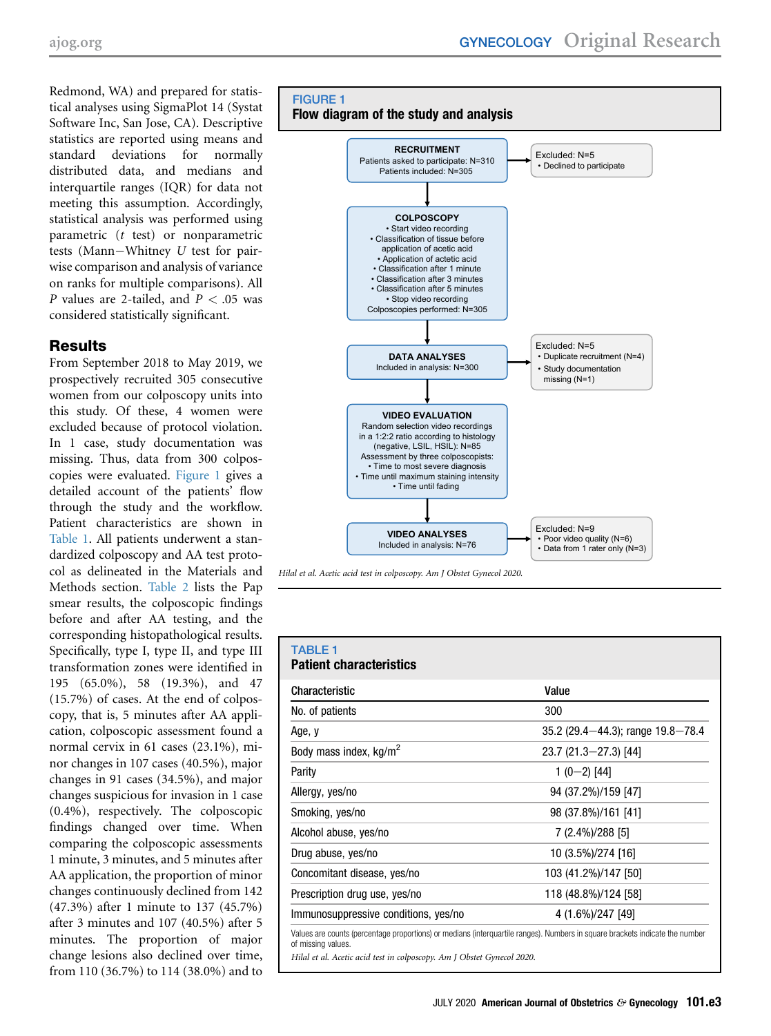Redmond, WA) and prepared for statistical analyses using SigmaPlot 14 (Systat Software Inc, San Jose, CA). Descriptive statistics are reported using means and standard deviations for normally distributed data, and medians and interquartile ranges (IQR) for data not meeting this assumption. Accordingly, statistical analysis was performed using parametric ($t$ test) or nonparametric tests (Mann−Whitney $U$ test for pairwise comparison and analysis of variance on ranks for multiple comparisons). All $P$ values are 2-tailed, and $P < .05$ was considered statistically significant.

## Results

From September 2018 to May 2019, we prospectively recruited 305 consecutive women from our colposcopy units into this study. Of these, 4 women were excluded because of protocol violation. In 1 case, study documentation was missing. Thus, data from 300 colposcopies were evaluated. Figure 1 gives a detailed account of the patients' flow through the study and the workflow. Patient characteristics are shown in Table 1. All patients underwent a standardized colposcopy and AA test protocol as delineated in the Materials and Methods section. Table 2 lists the Pap smear results, the colposcopic findings before and after AA testing, and the corresponding histopathological results. Specifically, type I, type II, and type III transformation zones were identified in 195 (65.0%), 58 (19.3%), and 47 (15.7%) of cases. At the end of colposcopy, that is, 5 minutes after AA application, colposcopic assessment found a normal cervix in 61 cases (23.1%), minor changes in 107 cases (40.5%), major changes in 91 cases (34.5%), and major changes suspicious for invasion in 1 case (0.4%), respectively. The colposcopic findings changed over time. When comparing the colposcopic assessments 1 minute, 3 minutes, and 5 minutes after AA application, the proportion of minor changes continuously declined from 142 (47.3%) after 1 minute to 137 (45.7%) after 3 minutes and 107 (40.5%) after 5 minutes. The proportion of major change lesions also declined over time, from 110 (36.7%) to 114 (38.0%) and to

**FIGURE 1**
**Flow diagram of the study and analysis**

- **RECRUITMENT**
  Patients asked to participate: N=310
  Patients included: N=305
  → Excluded: N=5
  • Declined to participate
- **COLPOSCOPY**
  • Start video recording
  • Classification of tissue before application of acetic acid
  • Application of actetic acid
  • Classification after 1 minute
  • Classification after 3 minutes
  • Classification after 5 minutes
  • Stop video recording
  Colposcopies performed: N=305
- **DATA ANALYSES**
  Included in analysis: N=300
  → Excluded: N=5
  • Duplicate recruitment (N=4)
  • Study documentation missing (N=1)
- **VIDEO EVALUATION**
  Random selection video recordings in a 1:2:2 ratio according to histology (negative, LSIL, HSIL): N=85
  Assessment by three colposcopists:
  • Time to most severe diagnosis
  • Time until maximum staining intensity
  • Time until fading
- **VIDEO ANALYSES**
  Included in analysis: N=76
  → Excluded: N=9
  • Poor video quality (N=6)
  • Data from 1 rater only (N=3)

*Hilal et al. Acetic acid test in colposcopy. Am J Obstet Gynecol 2020.*

**TABLE 1**
**Patient characteristics**

| Characteristic | Value |
|---|---|
| No. of patients | 300 |
| Age, y | 35.2 (29.4—44.3); range 19.8—78.4 |
| Body mass index, kg/m$^2$ | 23.7 (21.3—27.3) [44] |
| Parity | 1 (0—2) [44] |
| Allergy, yes/no | 94 (37.2%)/159 [47] |
| Smoking, yes/no | 98 (37.8%)/161 [41] |
| Alcohol abuse, yes/no | 7 (2.4%)/288 [5] |
| Drug abuse, yes/no | 10 (3.5%)/274 [16] |
| Concomitant disease, yes/no | 103 (41.2%)/147 [50] |
| Prescription drug use, yes/no | 118 (48.8%)/124 [58] |
| Immunosuppressive conditions, yes/no | 4 (1.6%)/247 [49] |

Values are counts (percentage proportions) or medians (interquartile ranges). Numbers in square brackets indicate the number of missing values.

*Hilal et al. Acetic acid test in colposcopy. Am J Obstet Gynecol 2020.*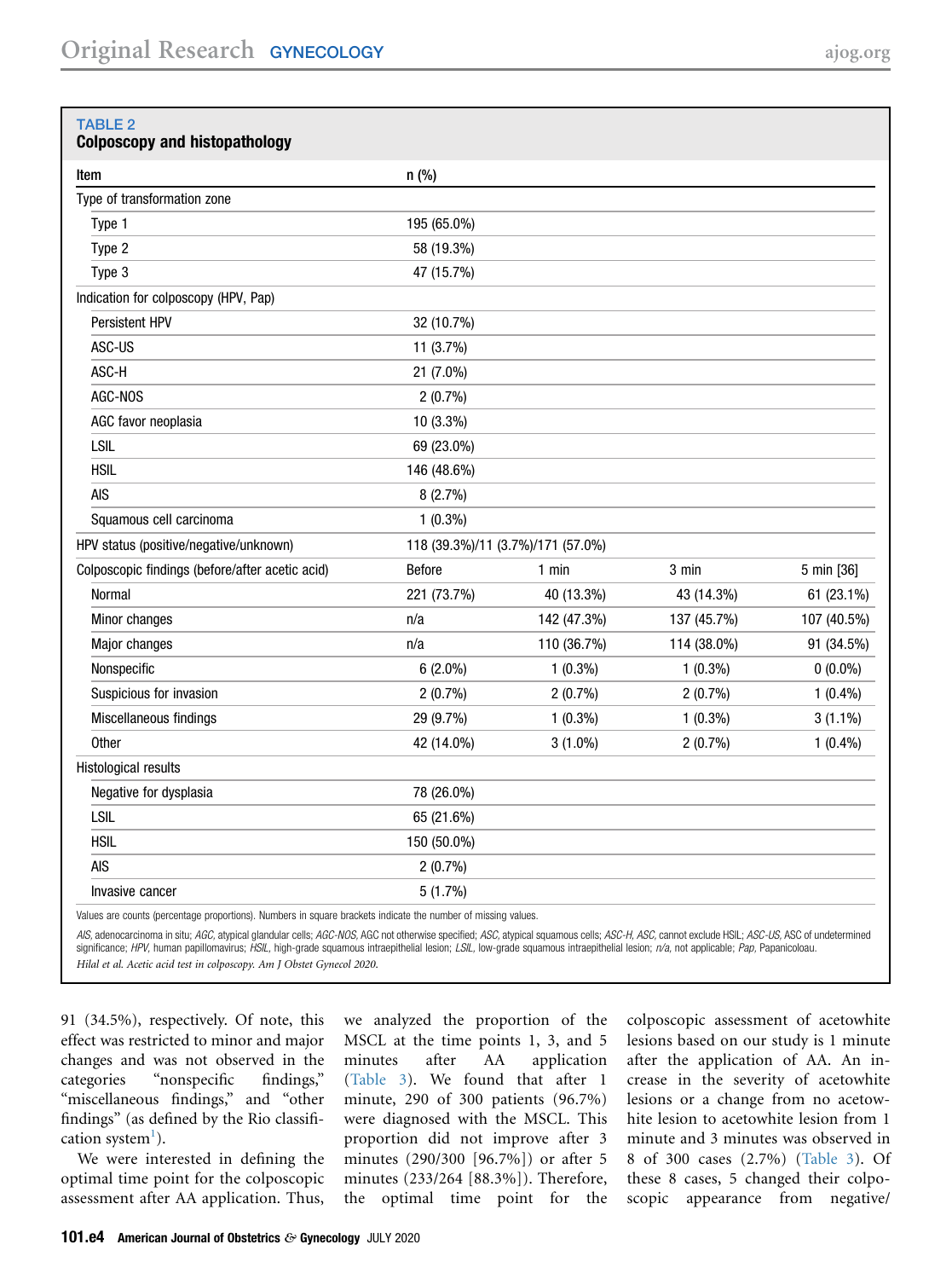**TABLE 2**
**Colposcopy and histopathology**

| Item | n (%) | | | |
|---|---|---|---|---|
| Type of transformation zone | | | | |
| Type 1 | 195 (65.0%) | | | |
| Type 2 | 58 (19.3%) | | | |
| Type 3 | 47 (15.7%) | | | |
| Indication for colposcopy (HPV, Pap) | | | | |
| Persistent HPV | 32 (10.7%) | | | |
| ASC-US | 11 (3.7%) | | | |
| ASC-H | 21 (7.0%) | | | |
| AGC-NOS | 2 (0.7%) | | | |
| AGC favor neoplasia | 10 (3.3%) | | | |
| LSIL | 69 (23.0%) | | | |
| HSIL | 146 (48.6%) | | | |
| AIS | 8 (2.7%) | | | |
| Squamous cell carcinoma | 1 (0.3%) | | | |
| HPV status (positive/negative/unknown) | 118 (39.3%)/11 (3.7%)/171 (57.0%) | | | |
| Colposcopic findings (before/after acetic acid) | Before | 1 min | 3 min | 5 min [36] |
| Normal | 221 (73.7%) | 40 (13.3%) | 43 (14.3%) | 61 (23.1%) |
| Minor changes | n/a | 142 (47.3%) | 137 (45.7%) | 107 (40.5%) |
| Major changes | n/a | 110 (36.7%) | 114 (38.0%) | 91 (34.5%) |
| Nonspecific | 6 (2.0%) | 1 (0.3%) | 1 (0.3%) | 0 (0.0%) |
| Suspicious for invasion | 2 (0.7%) | 2 (0.7%) | 2 (0.7%) | 1 (0.4%) |
| Miscellaneous findings | 29 (9.7%) | 1 (0.3%) | 1 (0.3%) | 3 (1.1%) |
| Other | 42 (14.0%) | 3 (1.0%) | 2 (0.7%) | 1 (0.4%) |
| Histological results | | | | |
| Negative for dysplasia | 78 (26.0%) | | | |
| LSIL | 65 (21.6%) | | | |
| HSIL | 150 (50.0%) | | | |
| AIS | 2 (0.7%) | | | |
| Invasive cancer | 5 (1.7%) | | | |

Values are counts (percentage proportions). Numbers in square brackets indicate the number of missing values.

*AIS*, adenocarcinoma in situ; *AGC*, atypical glandular cells; *AGC-NOS*, AGC not otherwise specified; *ASC*, atypical squamous cells; *ASC-H*, *ASC*, cannot exclude HSIL; *ASC-US*, ASC of undetermined significance; *HPV*, human papillomavirus; *HSIL*, high-grade squamous intraepithelial lesion; *LSIL*, low-grade squamous intraepithelial lesion; *n/a*, not applicable; *Pap*, Papanicoloau.

*Hilal et al. Acetic acid test in colposcopy. Am J Obstet Gynecol 2020.*

91 (34.5%), respectively. Of note, this effect was restricted to minor and major changes and was not observed in the categories "nonspecific findings," "miscellaneous findings," and "other findings" (as defined by the Rio classification system[1]).

We were interested in defining the optimal time point for the colposcopic assessment after AA application. Thus, we analyzed the proportion of the MSCL at the time points 1, 3, and 5 minutes after AA application (Table 3). We found that after 1 minute, 290 of 300 patients (96.7%) were diagnosed with the MSCL. This proportion did not improve after 3 minutes (290/300 [96.7%]) or after 5 minutes (233/264 [88.3%]). Therefore, the optimal time point for the colposcopic assessment of acetowhite lesions based on our study is 1 minute after the application of AA. An increase in the severity of acetowhite lesions or a change from no acetowhite lesion to acetowhite lesion from 1 minute and 3 minutes was observed in 8 of 300 cases (2.7%) (Table 3). Of these 8 cases, 5 changed their colposcopic appearance from negative/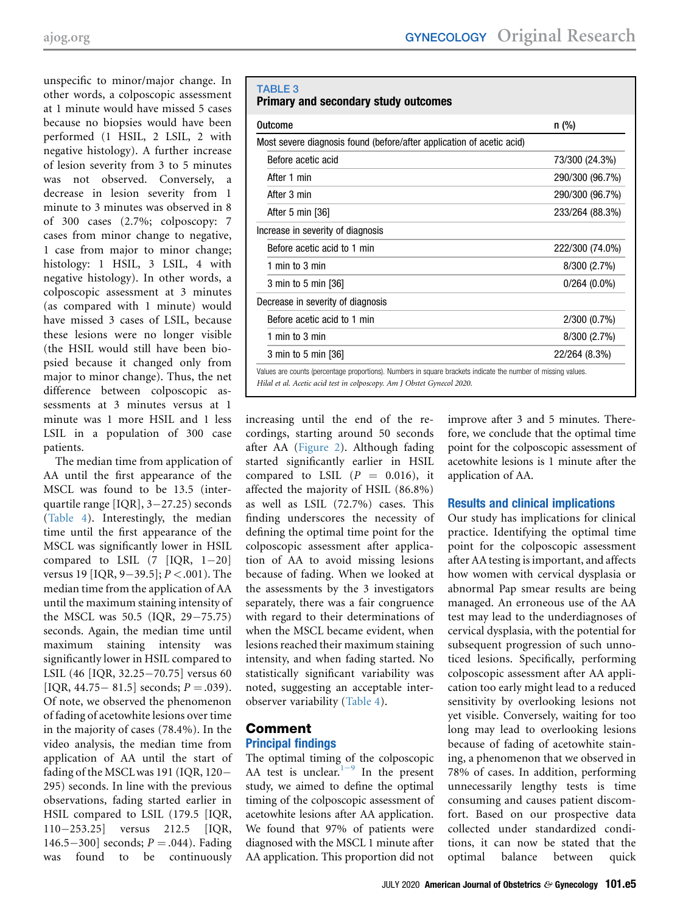unspecific to minor/major change. In other words, a colposcopic assessment at 1 minute would have missed 5 cases because no biopsies would have been performed (1 HSIL, 2 LSIL, 2 with negative histology). A further increase of lesion severity from 3 to 5 minutes was not observed. Conversely, a decrease in lesion severity from 1 minute to 3 minutes was observed in 8 of 300 cases (2.7%; colposcopy: 7 cases from minor change to negative, 1 case from major to minor change; histology: 1 HSIL, 3 LSIL, 4 with negative histology). In other words, a colposcopic assessment at 3 minutes (as compared with 1 minute) would have missed 3 cases of LSIL, because these lesions were no longer visible (the HSIL would still have been biopsied because it changed only from major to minor change). Thus, the net difference between colposcopic assessments at 3 minutes versus at 1 minute was 1 more HSIL and 1 less LSIL in a population of 300 case patients.

The median time from application of AA until the first appearance of the MSCL was found to be 13.5 (interquartile range [IQR], 3−27.25) seconds (Table 4). Interestingly, the median time until the first appearance of the MSCL was significantly lower in HSIL compared to LSIL (7 [IQR, 1−20] versus 19 [IQR, 9−39.5]; $P < .001$). The median time from the application of AA until the maximum staining intensity of the MSCL was 50.5 (IQR, 29−75.75) seconds. Again, the median time until maximum staining intensity was significantly lower in HSIL compared to LSIL (46 [IQR, 32.25−70.75] versus 60 [IQR, 44.75− 81.5] seconds; $P = .039$). Of note, we observed the phenomenon of fading of acetowhite lesions over time in the majority of cases (78.4%). In the video analysis, the median time from application of AA until the start of fading of the MSCL was 191 (IQR, 120−295) seconds. In line with the previous observations, fading started earlier in HSIL compared to LSIL (179.5 [IQR, 110−253.25] versus 212.5 [IQR, 146.5−300] seconds; $P = .044$). Fading was found to be continuously increasing until the end of the recordings, starting around 50 seconds after AA (Figure 2). Although fading started significantly earlier in HSIL compared to LSIL ($P = 0.016$), it affected the majority of HSIL (86.8%) as well as LSIL (72.7%) cases. This finding underscores the necessity of defining the optimal time point for the colposcopic assessment after application of AA to avoid missing lesions because of fading. When we looked at the assessments by the 3 investigators separately, there was a fair congruence with regard to their determinations of when the MSCL became evident, when lesions reached their maximum staining intensity, and when fading started. No statistically significant variability was noted, suggesting an acceptable interobserver variability (Table 4).

**TABLE 3**
**Primary and secondary study outcomes**

| Outcome | n (%) |
|---|---|
| Most severe diagnosis found (before/after application of acetic acid) | |
| Before acetic acid | 73/300 (24.3%) |
| After 1 min | 290/300 (96.7%) |
| After 3 min | 290/300 (96.7%) |
| After 5 min [36] | 233/264 (88.3%) |
| Increase in severity of diagnosis | |
| Before acetic acid to 1 min | 222/300 (74.0%) |
| 1 min to 3 min | 8/300 (2.7%) |
| 3 min to 5 min [36] | 0/264 (0.0%) |
| Decrease in severity of diagnosis | |
| Before acetic acid to 1 min | 2/300 (0.7%) |
| 1 min to 3 min | 8/300 (2.7%) |
| 3 min to 5 min [36] | 22/264 (8.3%) |

Values are counts (percentage proportions). Numbers in square brackets indicate the number of missing values.

*Hilal et al. Acetic acid test in colposcopy. Am J Obstet Gynecol 2020.*

## Comment

### Principal findings

The optimal timing of the colposcopic AA test is unclear.[1−9] In the present study, we aimed to define the optimal timing of the colposcopic assessment of acetowhite lesions after AA application. We found that 97% of patients were diagnosed with the MSCL 1 minute after AA application. This proportion did not improve after 3 and 5 minutes. Therefore, we conclude that the optimal time point for the colposcopic assessment of acetowhite lesions is 1 minute after the application of AA.

### Results and clinical implications

Our study has implications for clinical practice. Identifying the optimal time point for the colposcopic assessment after AA testing is important, and affects how women with cervical dysplasia or abnormal Pap smear results are being managed. An erroneous use of the AA test may lead to the underdiagnoses of cervical dysplasia, with the potential for subsequent progression of such unnoticed lesions. Specifically, performing colposcopic assessment after AA application too early might lead to a reduced sensitivity by overlooking lesions not yet visible. Conversely, waiting for too long may lead to overlooking lesions because of fading of acetowhite staining, a phenomenon that we observed in 78% of cases. In addition, performing unnecessarily lengthy tests is time consuming and causes patient discomfort. Based on our prospective data collected under standardized conditions, it can now be stated that the optimal balance between quick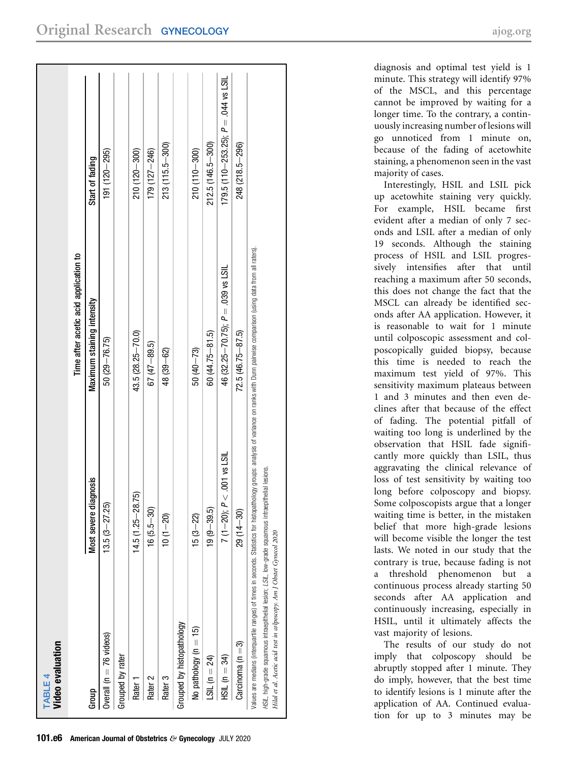**TABLE 4**
**Video evaluation**

| Group | Time after acetic acid application to | | |
|---|---|---|---|
| | Most severe diagnosis | Maximum staining intensity | Start of fading |
| Overall (n = 76 videos) | 13.5 (3–27.25) | 50 (29–76.75) | 191 (120–295) |
| Grouped by rater | | | |
| Rater 1 | 14.5 (1.25–28.75) | 43.5 (28.25–70.0) | 210 (120–300) |
| Rater 2 | 16 (5.5–30) | 67 (47–89.5) | 179 (127–246) |
| Rater 3 | 10 (1–20) | 48 (39–62) | 213 (115.5–300) |
| Grouped by histopathology | | | |
| No pathology (n = 15) | 15 (3–22) | 50 (40–73) | 210 (110–300) |
| LSIL (n = 24) | 19 (9–39.5) | 60 (44.75–81.5) | 212.5 (146.5–300) |
| HSIL (n = 34) | 7 (1–20); $P < .001$ vs LSIL | 46 (32.25–70.75); $P = .039$ vs LSIL | 179.5 (110–253.25); $P = .044$ vs LSIL |
| Carcinoma (n = 3) | 29 (14–30) | 72.5 (46.75–87.5) | 248 (218.5–296) |

Values are medians (interquartile ranges) of times in seconds. Statistics for histopathology groups: analysis of variance on ranks with Dunn pairwise comparison (using data from all raters).

*HSIL*, high-grade squamous intraepithelial lesion; *LSIL*, low-grade squamous intraepithelial lesions.

*Hild et al. Acetic acid test in colposcopy. Am J Obstet Gynecol 2020*

diagnosis and optimal test yield is 1 minute. This strategy will identify 97% of the MSCL, and this percentage cannot be improved by waiting for a longer time. To the contrary, a continuously increasing number of lesions will go unnoticed from 1 minute on, because of the fading of acetowhite staining, a phenomenon seen in the vast majority of cases.

Interestingly, HSIL and LSIL pick up acetowhite staining very quickly. For example, HSIL became first evident after a median of only 7 seconds and LSIL after a median of only 19 seconds. Although the staining process of HSIL and LSIL progressively intensifies after that until reaching a maximum after 50 seconds, this does not change the fact that the MSCL can already be identified seconds after AA application. However, it is reasonable to wait for 1 minute until colposcopic assessment and colposcopically guided biopsy, because this time is needed to reach the maximum test yield of 97%. This sensitivity maximum plateaus between 1 and 3 minutes and then even declines after that because of the effect of fading. The potential pitfall of waiting too long is underlined by the observation that HSIL fade significantly more quickly than LSIL, thus aggravating the clinical relevance of loss of test sensitivity by waiting too long before colposcopy and biopsy. Some colposcopists argue that a longer waiting time is better, in the mistaken belief that more high-grade lesions will become visible the longer the test lasts. We noted in our study that the contrary is true, because fading is not a threshold phenomenon but a continuous process already starting 50 seconds after AA application and continuously increasing, especially in HSIL, until it ultimately affects the vast majority of lesions.

The results of our study do not imply that colposcopy should be abruptly stopped after 1 minute. They do imply, however, that the best time to identify lesions is 1 minute after the application of AA. Continued evaluation for up to 3 minutes may be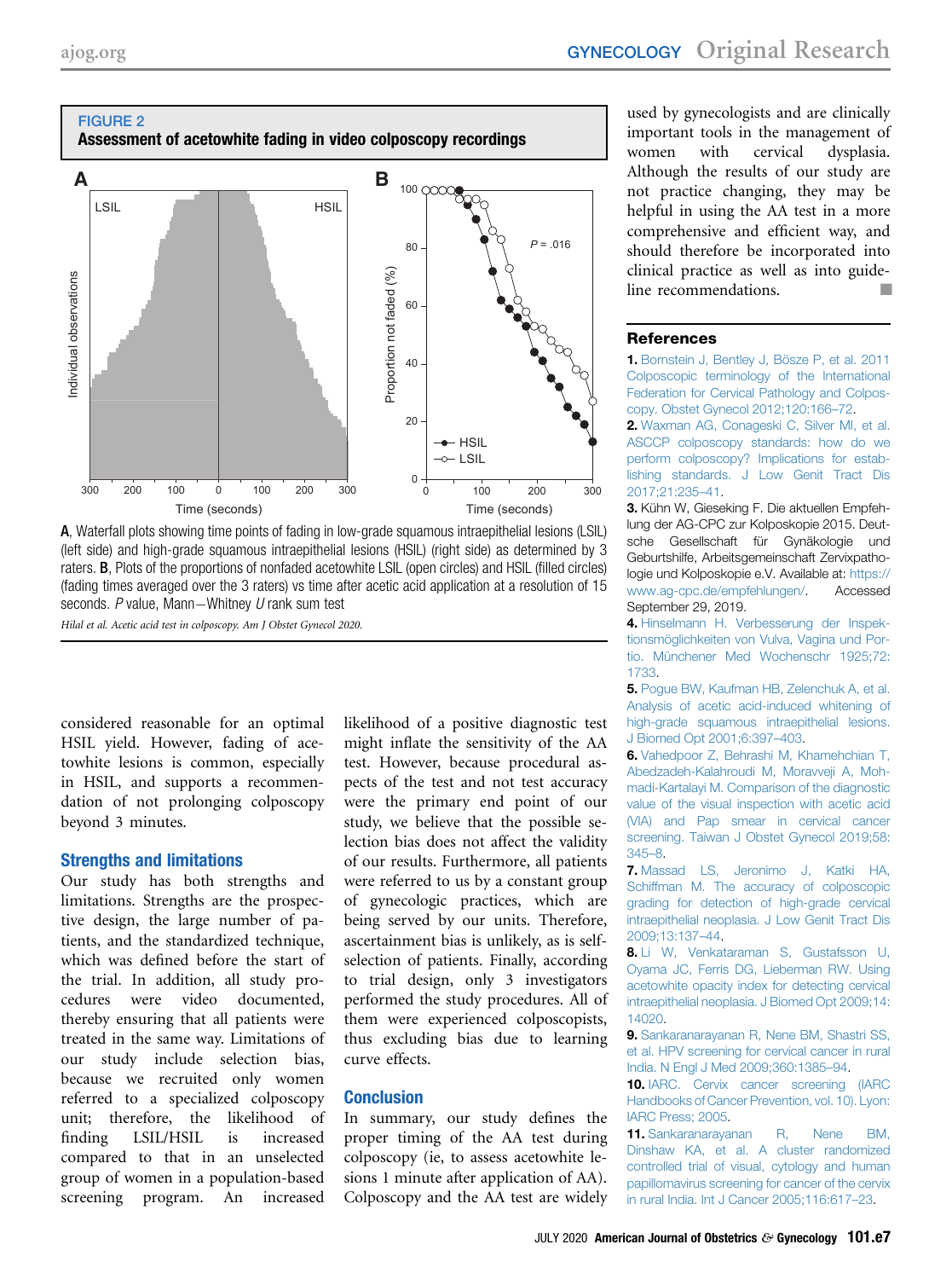**FIGURE 2**
**Assessment of acetowhite fading in video colposcopy recordings**

**A**, Waterfall plots showing time points of fading in low-grade squamous intraepithelial lesions (LSIL) (left side) and high-grade squamous intraepithelial lesions (HSIL) (right side) as determined by 3 raters. **B**, Plots of the proportions of nonfaded acetowhite LSIL (open circles) and HSIL (filled circles) (fading times averaged over the 3 raters) vs time after acetic acid application at a resolution of 15 seconds. *P* value, Mann−Whitney *U* rank sum test

*Hilal et al. Acetic acid test in colposcopy. Am J Obstet Gynecol 2020.*

considered reasonable for an optimal HSIL yield. However, fading of acetowhite lesions is common, especially in HSIL, and supports a recommendation of not prolonging colposcopy beyond 3 minutes.

## Strengths and limitations

Our study has both strengths and limitations. Strengths are the prospective design, the large number of patients, and the standardized technique, which was defined before the start of the trial. In addition, all study procedures were video documented, thereby ensuring that all patients were treated in the same way. Limitations of our study include selection bias, because we recruited only women referred to a specialized colposcopy unit; therefore, the likelihood of finding LSIL/HSIL is increased compared to that in an unselected group of women in a population-based screening program. An increased likelihood of a positive diagnostic test might inflate the sensitivity of the AA test. However, because procedural aspects of the test and not test accuracy were the primary end point of our study, we believe that the possible selection bias does not affect the validity of our results. Furthermore, all patients were referred to us by a constant group of gynecologic practices, which are being served by our units. Therefore, ascertainment bias is unlikely, as is self-selection of patients. Finally, according to trial design, only 3 investigators performed the study procedures. All of them were experienced colposcopists, thus excluding bias due to learning curve effects.

## Conclusion

In summary, our study defines the proper timing of the AA test during colposcopy (ie, to assess acetowhite lesions 1 minute after application of AA). Colposcopy and the AA test are widely used by gynecologists and are clinically important tools in the management of women with cervical dysplasia. Although the results of our study are not practice changing, they may be helpful in using the AA test in a more comprehensive and efficient way, and should therefore be incorporated into clinical practice as well as into guideline recommendations. ■

## References

**1.** Bornstein J, Bentley J, Bösze P, et al. 2011 Colposcopic terminology of the International Federation for Cervical Pathology and Colposcopy. Obstet Gynecol 2012;120:166–72.

**2.** Waxman AG, Conageski C, Silver MI, et al. ASCCP colposcopy standards: how do we perform colposcopy? Implications for establishing standards. J Low Genit Tract Dis 2017;21:235–41.

**3.** Kühn W, Gieseking F. Die aktuellen Empfehlung der AG-CPC zur Kolposkopie 2015. Deutsche Gesellschaft für Gynäkologie und Geburtshilfe, Arbeitsgemeinschaft Zervixpathologie und Kolposkopie e.V. Available at: https://www.ag-cpc.de/empfehlungen/. Accessed September 29, 2019.

**4.** Hinselmann H. Verbesserung der Inspektionsmöglichkeiten von Vulva, Vagina und Portio. Münchener Med Wochenschr 1925;72:1733.

**5.** Pogue BW, Kaufman HB, Zelenchuk A, et al. Analysis of acetic acid-induced whitening of high-grade squamous intraepithelial lesions. J Biomed Opt 2001;6:397–403.

**6.** Vahedpoor Z, Behrashi M, Khamehchian T, Abedzadeh-Kalahroudi M, Moravveji A, Mohmadi-Kartalayi M. Comparison of the diagnostic value of the visual inspection with acetic acid (VIA) and Pap smear in cervical cancer screening. Taiwan J Obstet Gynecol 2019;58:345–8.

**7.** Massad LS, Jeronimo J, Katki HA, Schiffman M. The accuracy of colposcopic grading for detection of high-grade cervical intraepithelial neoplasia. J Low Genit Tract Dis 2009;13:137–44.

**8.** Li W, Venkataraman S, Gustafsson U, Oyama JC, Ferris DG, Lieberman RW. Using acetowhite opacity index for detecting cervical intraepithelial neoplasia. J Biomed Opt 2009;14:14020.

**9.** Sankaranarayanan R, Nene BM, Shastri SS, et al. HPV screening for cervical cancer in rural India. N Engl J Med 2009;360:1385–94.

**10.** IARC. Cervix cancer screening (IARC Handbooks of Cancer Prevention, vol. 10). Lyon: IARC Press; 2005.

**11.** Sankaranarayanan R, Nene BM, Dinshaw KA, et al. A cluster randomized controlled trial of visual, cytology and human papillomavirus screening for cancer of the cervix in rural India. Int J Cancer 2005;116:617–23.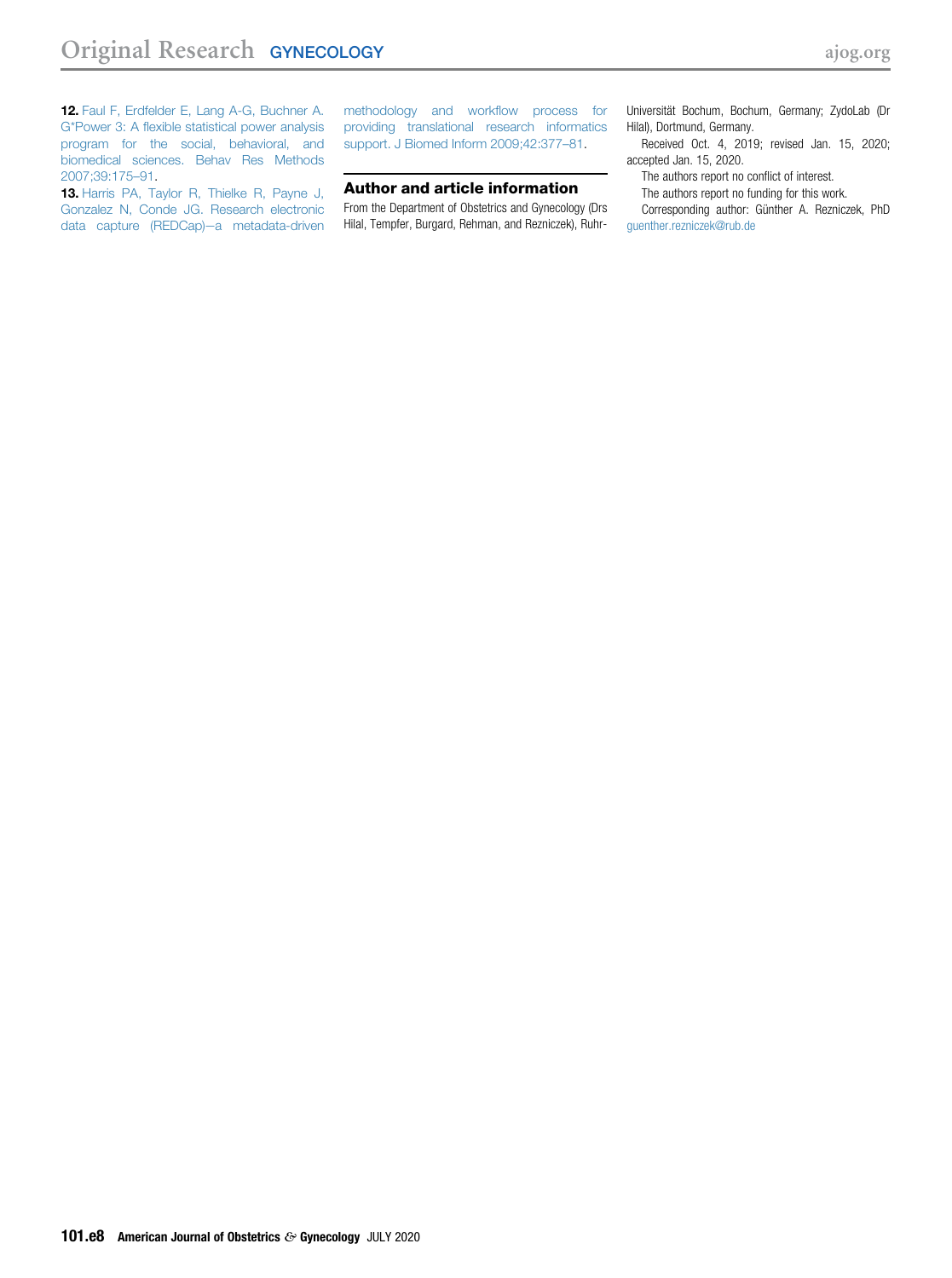12. Faul F, Erdfelder E, Lang A-G, Buchner A. G*Power 3: A flexible statistical power analysis program for the social, behavioral, and biomedical sciences. Behav Res Methods 2007;39:175–91.

13. Harris PA, Taylor R, Thielke R, Payne J, Gonzalez N, Conde JG. Research electronic data capture (REDCap)—a metadata-driven methodology and workflow process for providing translational research informatics support. J Biomed Inform 2009;42:377–81.

## Author and article information

From the Department of Obstetrics and Gynecology (Drs Hilal, Tempfer, Burgard, Rehman, and Rezniczek), Ruhr-Universität Bochum, Bochum, Germany; ZydoLab (Dr Hilal), Dortmund, Germany.

Received Oct. 4, 2019; revised Jan. 15, 2020; accepted Jan. 15, 2020.

The authors report no conflict of interest.

The authors report no funding for this work.

Corresponding author: Günther A. Rezniczek, PhD guenther.rezniczek@rub.de